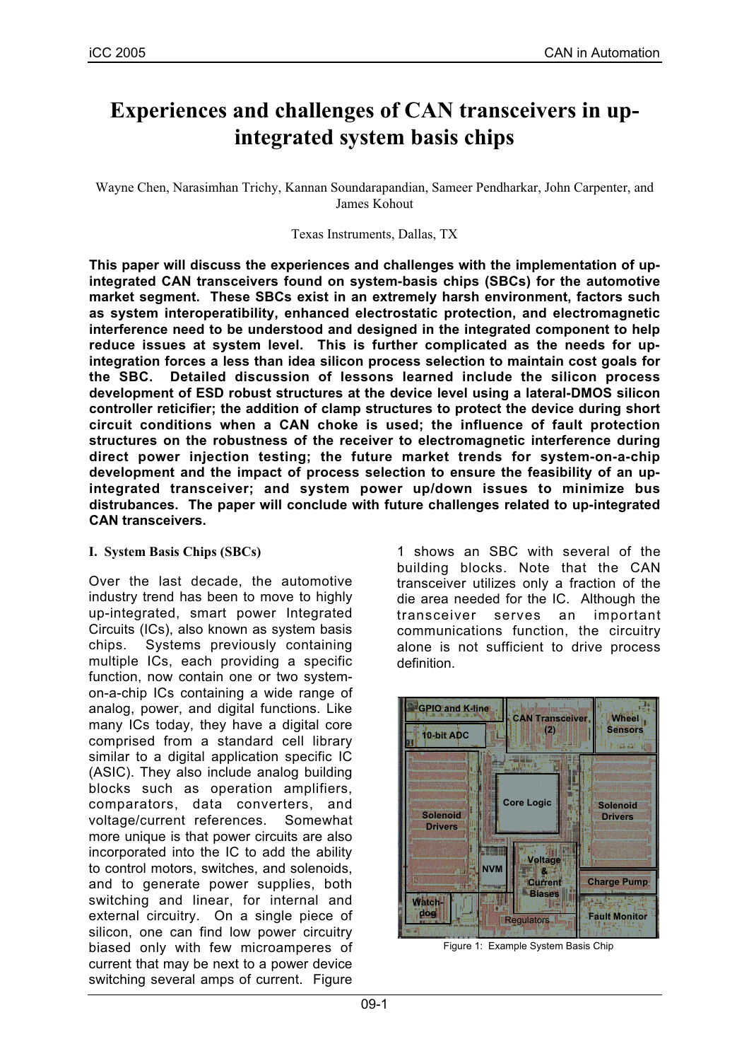# Experiences and challenges of CAN transceivers in up-integrated system basis chips

Wayne Chen, Narasimhan Trichy, Kannan Soundarapandian, Sameer Pendharkar, John Carpenter, and James Kohout

Texas Instruments, Dallas, TX

**This paper will discuss the experiences and challenges with the implementation of up-integrated CAN transceivers found on system-basis chips (SBCs) for the automotive market segment. These SBCs exist in an extremely harsh environment, factors such as system interoperability, enhanced electrostatic protection, and electromagnetic interference need to be understood and designed in the integrated component to help reduce issues at system level. This is further complicated as the needs for up-integration forces a less than idea silicon process selection to maintain cost goals for the SBC. Detailed discussion of lessons learned include the silicon process development of ESD robust structures at the device level using a lateral-DMOS silicon controller reticifier; the addition of clamp structures to protect the device during short circuit conditions when a CAN choke is used; the influence of fault protection structures on the robustness of the receiver to electromagnetic interference during direct power injection testing; the future market trends for system-on-a-chip development and the impact of process selection to ensure the feasibility of an up-integrated transceiver; and system power up/down issues to minimize bus distrubances. The paper will conclude with future challenges related to up-integrated CAN transceivers.**

## I. System Basis Chips (SBCs)

Over the last decade, the automotive industry trend has been to move to highly up-integrated, smart power Integrated Circuits (ICs), also known as system basis chips. Systems previously containing multiple ICs, each providing a specific function, now contain one or two system-on-a-chip ICs containing a wide range of analog, power, and digital functions. Like many ICs today, they have a digital core comprised from a standard cell library similar to a digital application specific IC (ASIC). They also include analog building blocks such as operation amplifiers, comparators, data converters, and voltage/current references. Somewhat more unique is that power circuits are also incorporated into the IC to add the ability to control motors, switches, and solenoids, and to generate power supplies, both switching and linear, for internal and external circuitry. On a single piece of silicon, one can find low power circuitry biased only with few microamperes of current that may be next to a power device switching several amps of current. Figure 1 shows an SBC with several of the building blocks. Note that the CAN transceiver utilizes only a fraction of the die area needed for the IC. Although the transceiver serves an important communications function, the circuitry alone is not sufficient to drive process definition.

Figure 1: Example System Basis Chip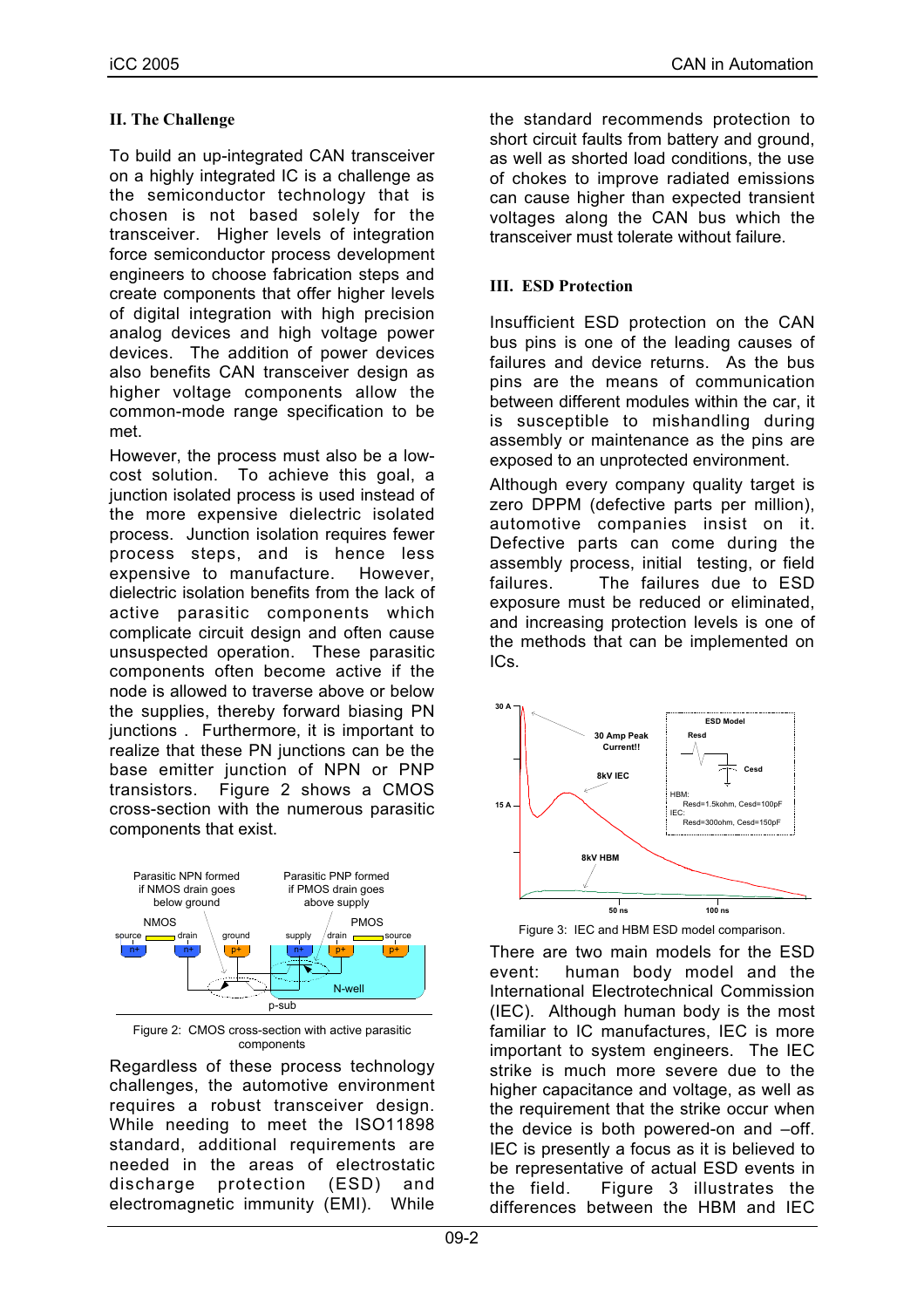## II. The Challenge

To build an up-integrated CAN transceiver on a highly integrated IC is a challenge as the semiconductor technology that is chosen is not based solely for the transceiver. Higher levels of integration force semiconductor process development engineers to choose fabrication steps and create components that offer higher levels of digital integration with high precision analog devices and high voltage power devices. The addition of power devices also benefits CAN transceiver design as higher voltage components allow the common-mode range specification to be met.

However, the process must also be a low-cost solution. To achieve this goal, a junction isolated process is used instead of the more expensive dielectric isolated process. Junction isolation requires fewer process steps, and is hence less expensive to manufacture. However, dielectric isolation benefits from the lack of active parasitic components which complicate circuit design and often cause unsuspected operation. These parasitic components often become active if the node is allowed to traverse above or below the supplies, thereby forward biasing PN junctions . Furthermore, it is important to realize that these PN junctions can be the base emitter junction of NPN or PNP transistors. Figure 2 shows a CMOS cross-section with the numerous parasitic components that exist.

Figure 2: CMOS cross-section with active parasitic components

Regardless of these process technology challenges, the automotive environment requires a robust transceiver design. While needing to meet the ISO11898 standard, additional requirements are needed in the areas of electrostatic discharge protection (ESD) and electromagnetic immunity (EMI). While the standard recommends protection to short circuit faults from battery and ground, as well as shorted load conditions, the use of chokes to improve radiated emissions can cause higher than expected transient voltages along the CAN bus which the transceiver must tolerate without failure.

## III. ESD Protection

Insufficient ESD protection on the CAN bus pins is one of the leading causes of failures and device returns. As the bus pins are the means of communication between different modules within the car, it is susceptible to mishandling during assembly or maintenance as the pins are exposed to an unprotected environment.

Although every company quality target is zero DPPM (defective parts per million), automotive companies insist on it. Defective parts can come during the assembly process, initial testing, or field failures. The failures due to ESD exposure must be reduced or eliminated, and increasing protection levels is one of the methods that can be implemented on ICs.

Figure 3: IEC and HBM ESD model comparison.

There are two main models for the ESD event: human body model and the International Electrotechnical Commission (IEC). Although human body is the most familiar to IC manufacturers, IEC is more important to system engineers. The IEC strike is much more severe due to the higher capacitance and voltage, as well as the requirement that the strike occur when the device is both powered-on and –off. IEC is presently a focus as it is believed to be representative of actual ESD events in the field. Figure 3 illustrates the differences between the HBM and IEC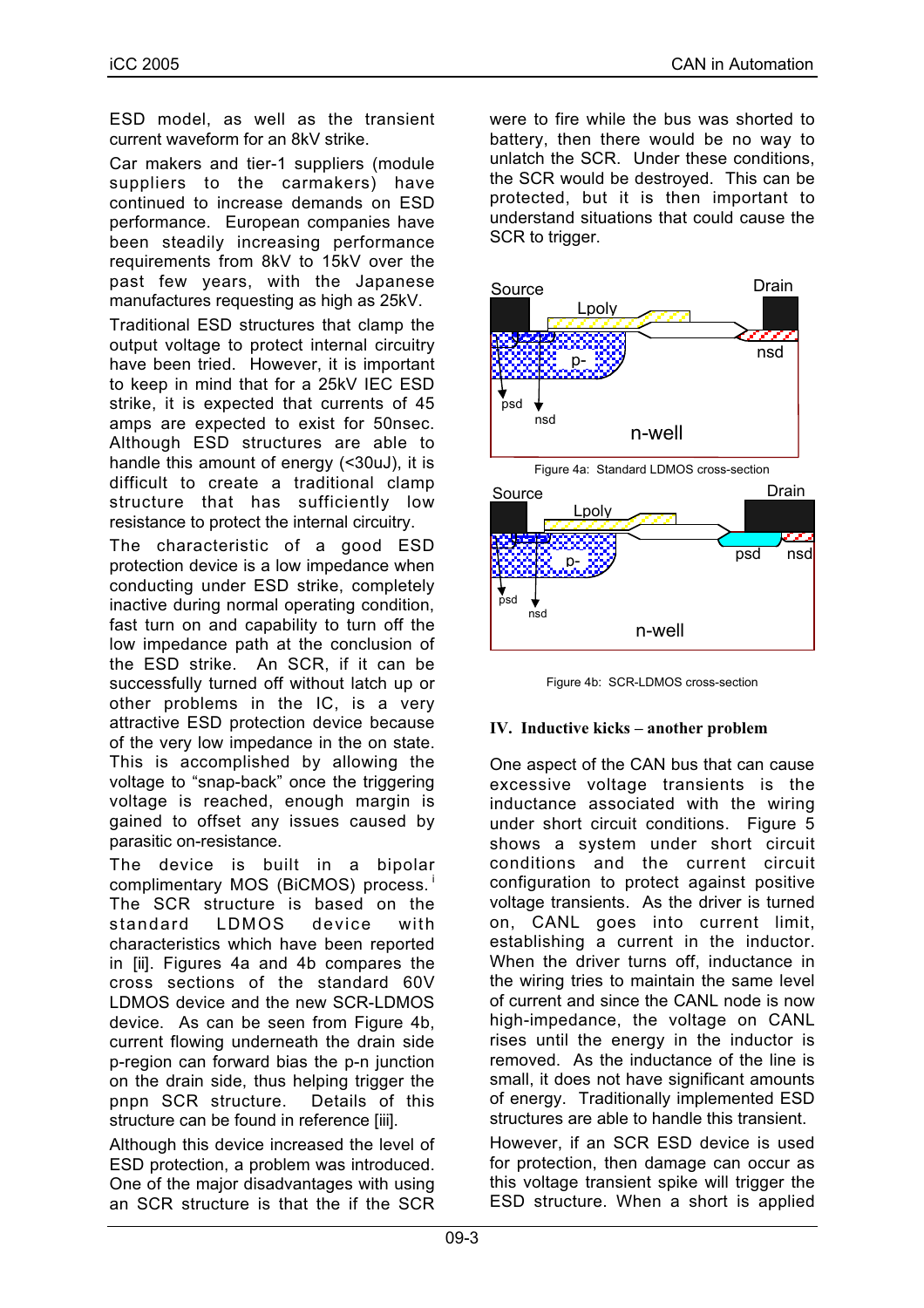ESD model, as well as the transient current waveform for an 8kV strike.

Car makers and tier-1 suppliers (module suppliers to the carmakers) have continued to increase demands on ESD performance. European companies have been steadily increasing performance requirements from 8kV to 15kV over the past few years, with the Japanese manufactures requesting as high as 25kV.

Traditional ESD structures that clamp the output voltage to protect internal circuitry have been tried. However, it is important to keep in mind that for a 25kV IEC ESD strike, it is expected that currents of 45 amps are expected to exist for 50nsec. Although ESD structures are able to handle this amount of energy (<30uJ), it is difficult to create a traditional clamp structure that has sufficiently low resistance to protect the internal circuitry.

The characteristic of a good ESD protection device is a low impedance when conducting under ESD strike, completely inactive during normal operating condition, fast turn on and capability to turn off the low impedance path at the conclusion of the ESD strike. An SCR, if it can be successfully turned off without latch up or other problems in the IC, is a very attractive ESD protection device because of the very low impedance in the on state. This is accomplished by allowing the voltage to "snap-back" once the triggering voltage is reached, enough margin is gained to offset any issues caused by parasitic on-resistance.

The device is built in a bipolar complimentary MOS (BiCMOS) process.[i] The SCR structure is based on the standard LDMOS device with characteristics which have been reported in [ii]. Figures 4a and 4b compares the cross sections of the standard 60V LDMOS device and the new SCR-LDMOS device. As can be seen from Figure 4b, current flowing underneath the drain side p-region can forward bias the p-n junction on the drain side, thus helping trigger the pnpn SCR structure. Details of this structure can be found in reference [iii].

Although this device increased the level of ESD protection, a problem was introduced. One of the major disadvantages with using an SCR structure is that the if the SCR were to fire while the bus was shorted to battery, then there would be no way to unlatch the SCR. Under these conditions, the SCR would be destroyed. This can be protected, but it is then important to understand situations that could cause the SCR to trigger.

Source Drain Lpoly p- nsd psd nsd n-well

Figure 4a: Standard LDMOS cross-section

Source Drain Lpoly p- psd nsd psd nsd n-well

Figure 4b: SCR-LDMOS cross-section

## IV. Inductive kicks – another problem

One aspect of the CAN bus that can cause excessive voltage transients is the inductance associated with the wiring under short circuit conditions. Figure 5 shows a system under short circuit conditions and the current circuit configuration to protect against positive voltage transients. As the driver is turned on, CANL goes into current limit, establishing a current in the inductor. When the driver turns off, inductance in the wiring tries to maintain the same level of current and since the CANL node is now high-impedance, the voltage on CANL rises until the energy in the inductor is removed. As the inductance of the line is small, it does not have significant amounts of energy. Traditionally implemented ESD structures are able to handle this transient.

However, if an SCR ESD device is used for protection, then damage can occur as this voltage transient spike will trigger the ESD structure. When a short is applied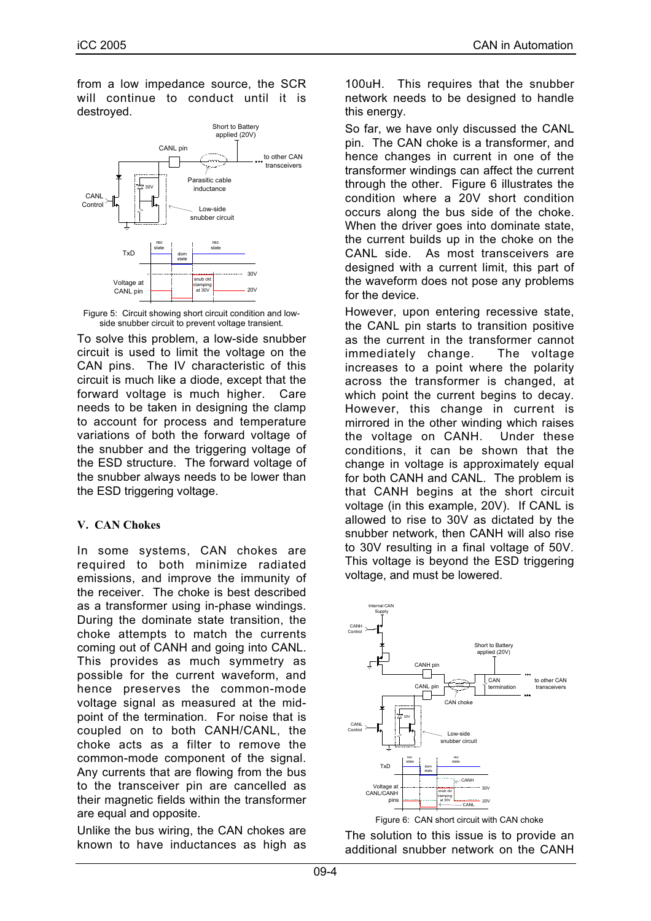from a low impedance source, the SCR will continue to conduct until it is destroyed.

Figure 5: Circuit showing short circuit condition and low-side snubber circuit to prevent voltage transient.

To solve this problem, a low-side snubber circuit is used to limit the voltage on the CAN pins. The IV characteristic of this circuit is much like a diode, except that the forward voltage is much higher. Care needs to be taken in designing the clamp to account for process and temperature variations of both the forward voltage of the snubber and the triggering voltage of the ESD structure. The forward voltage of the snubber always needs to be lower than the ESD triggering voltage.

## V. CAN Chokes

In some systems, CAN chokes are required to both minimize radiated emissions, and improve the immunity of the receiver. The choke is best described as a transformer using in-phase windings. During the dominate state transition, the choke attempts to match the currents coming out of CANH and going into CANL. This provides as much symmetry as possible for the current waveform, and hence preserves the common-mode voltage signal as measured at the mid-point of the termination. For noise that is coupled on to both CANH/CANL, the choke acts as a filter to remove the common-mode component of the signal. Any currents that are flowing from the bus to the transceiver pin are cancelled as their magnetic fields within the transformer are equal and opposite.

Unlike the bus wiring, the CAN chokes are known to have inductances as high as 100uH. This requires that the snubber network needs to be designed to handle this energy.

So far, we have only discussed the CANL pin. The CAN choke is a transformer, and hence changes in current in one of the transformer windings can affect the current through the other. Figure 6 illustrates the condition where a 20V short condition occurs along the bus side of the choke. When the driver goes into dominate state, the current builds up in the choke on the CANL side. As most transceivers are designed with a current limit, this part of the waveform does not pose any problems for the device.

However, upon entering recessive state, the CANL pin starts to transition positive as the current in the transformer cannot immediately change. The voltage increases to a point where the polarity across the transformer is changed, at which point the current begins to decay. However, this change in current is mirrored in the other winding which raises the voltage on CANH. Under these conditions, it can be shown that the change in voltage is approximately equal for both CANH and CANL. The problem is that CANH begins at the short circuit voltage (in this example, 20V). If CANL is allowed to rise to 30V as dictated by the snubber network, then CANH will also rise to 30V resulting in a final voltage of 50V. This voltage is beyond the ESD triggering voltage, and must be lowered.

Figure 6: CAN short circuit with CAN choke

The solution to this issue is to provide an additional snubber network on the CANH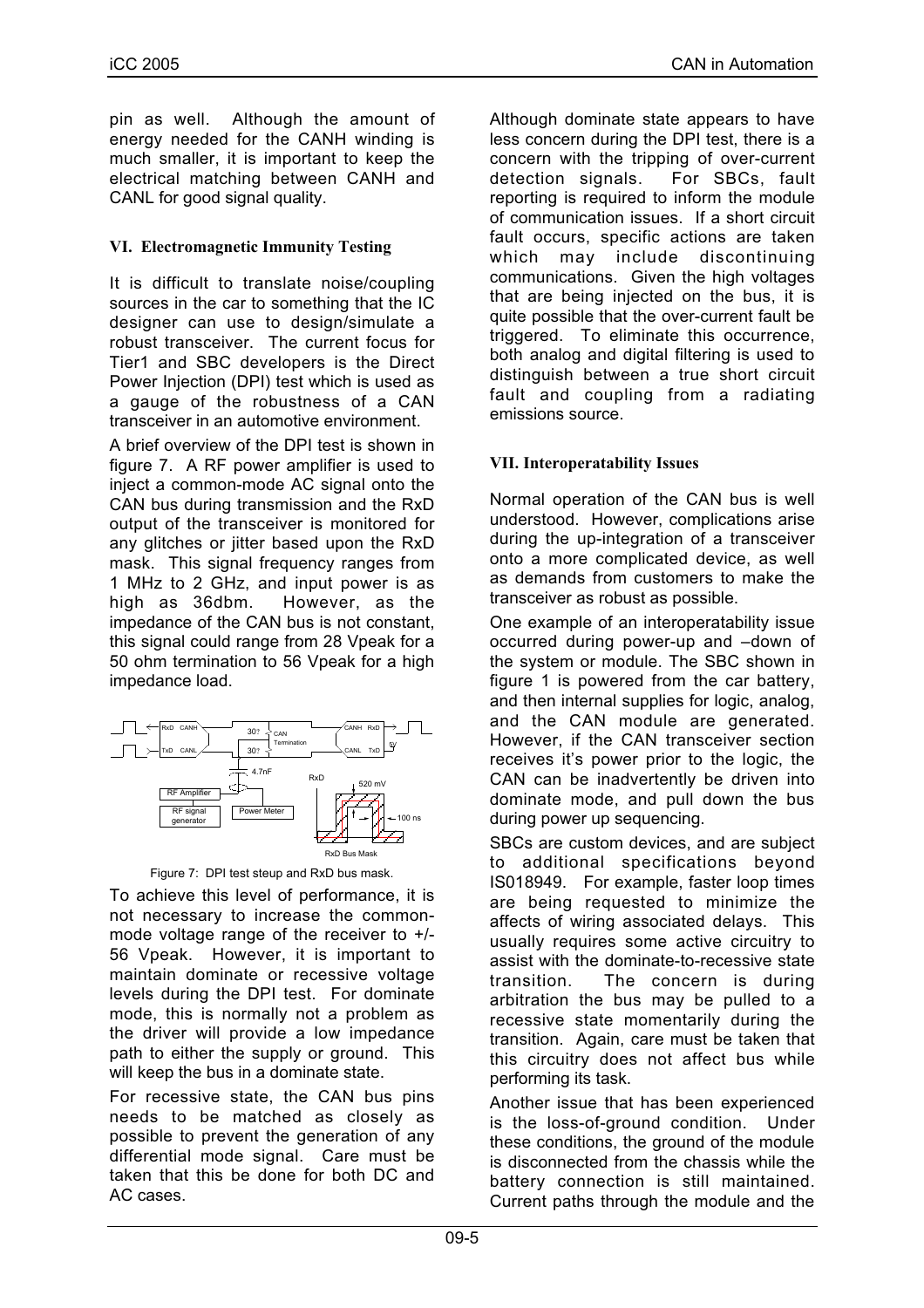pin as well. Although the amount of energy needed for the CANH winding is much smaller, it is important to keep the electrical matching between CANH and CANL for good signal quality.

### VI. Electromagnetic Immunity Testing

It is difficult to translate noise/coupling sources in the car to something that the IC designer can use to design/simulate a robust transceiver. The current focus for Tier1 and SBC developers is the Direct Power Injection (DPI) test which is used as a gauge of the robustness of a CAN transceiver in an automotive environment.

A brief overview of the DPI test is shown in figure 7. A RF power amplifier is used to inject a common-mode AC signal onto the CAN bus during transmission and the RxD output of the transceiver is monitored for any glitches or jitter based upon the RxD mask. This signal frequency ranges from 1 MHz to 2 GHz, and input power is as high as 36dbm. However, as the impedance of the CAN bus is not constant, this signal could range from 28 Vpeak for a 50 ohm termination to 56 Vpeak for a high impedance load.

Figure 7: DPI test steup and RxD bus mask.

To achieve this level of performance, it is not necessary to increase the common-mode voltage range of the receiver to +/- 56 Vpeak. However, it is important to maintain dominate or recessive voltage levels during the DPI test. For dominate mode, this is normally not a problem as the driver will provide a low impedance path to either the supply or ground. This will keep the bus in a dominate state.

For recessive state, the CAN bus pins needs to be matched as closely as possible to prevent the generation of any differential mode signal. Care must be taken that this be done for both DC and AC cases.

Although dominate state appears to have less concern during the DPI test, there is a concern with the tripping of over-current detection signals. For SBCs, fault reporting is required to inform the module of communication issues. If a short circuit fault occurs, specific actions are taken which may include discontinuing communications. Given the high voltages that are being injected on the bus, it is quite possible that the over-current fault be triggered. To eliminate this occurrence, both analog and digital filtering is used to distinguish between a true short circuit fault and coupling from a radiating emissions source.

### VII. Interoperatability Issues

Normal operation of the CAN bus is well understood. However, complications arise during the up-integration of a transceiver onto a more complicated device, as well as demands from customers to make the transceiver as robust as possible.

One example of an interoperatability issue occurred during power-up and –down of the system or module. The SBC shown in figure 1 is powered from the car battery, and then internal supplies for logic, analog, and the CAN module are generated. However, if the CAN transceiver section receives it's power prior to the logic, the CAN can be inadvertently be driven into dominate mode, and pull down the bus during power up sequencing.

SBCs are custom devices, and are subject to additional specifications beyond IS018949. For example, faster loop times are being requested to minimize the affects of wiring associated delays. This usually requires some active circuitry to assist with the dominate-to-recessive state transition. The concern is during arbitration the bus may be pulled to a recessive state momentarily during the transition. Again, care must be taken that this circuitry does not affect bus while performing its task.

Another issue that has been experienced is the loss-of-ground condition. Under these conditions, the ground of the module is disconnected from the chassis while the battery connection is still maintained. Current paths through the module and the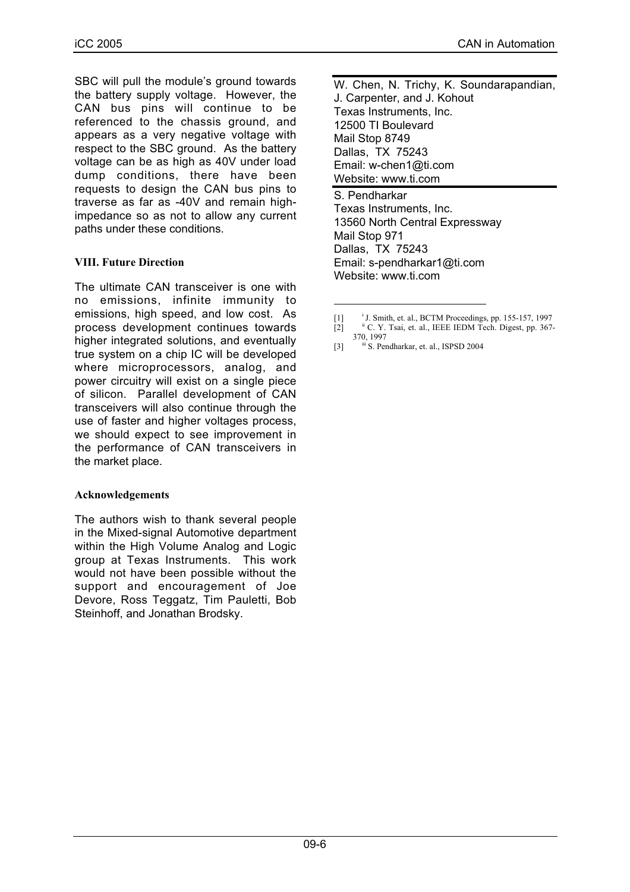SBC will pull the module's ground towards the battery supply voltage. However, the CAN bus pins will continue to be referenced to the chassis ground, and appears as a very negative voltage with respect to the SBC ground. As the battery voltage can be as high as 40V under load dump conditions, there have been requests to design the CAN bus pins to traverse as far as -40V and remain high-impedance so as not to allow any current paths under these conditions.

## VIII. Future Direction

The ultimate CAN transceiver is one with no emissions, infinite immunity to emissions, high speed, and low cost. As process development continues towards higher integrated solutions, and eventually true system on a chip IC will be developed where microprocessors, analog, and power circuitry will exist on a single piece of silicon. Parallel development of CAN transceivers will also continue through the use of faster and higher voltages process, we should expect to see improvement in the performance of CAN transceivers in the market place.

## Acknowledgements

The authors wish to thank several people in the Mixed-signal Automotive department within the High Volume Analog and Logic group at Texas Instruments. This work would not have been possible without the support and encouragement of Joe Devore, Ross Teggatz, Tim Pauletti, Bob Steinhoff, and Jonathan Brodsky.

W. Chen, N. Trichy, K. Soundarapandian, J. Carpenter, and J. Kohout
Texas Instruments, Inc.
12500 TI Boulevard
Mail Stop 8749
Dallas, TX 75243
Email: w-chen1@ti.com
Website: www.ti.com

S. Pendharkar
Texas Instruments, Inc.
13560 North Central Expressway
Mail Stop 971
Dallas, TX 75243
Email: s-pendharkar1@ti.com
Website: www.ti.com

[1] [i] J. Smith, et. al., BCTM Proceedings, pp. 155-157, 1997
[2] [ii] C. Y. Tsai, et. al., IEEE IEDM Tech. Digest, pp. 367-370, 1997
[3] [iii] S. Pendharkar, et. al., ISPSD 2004